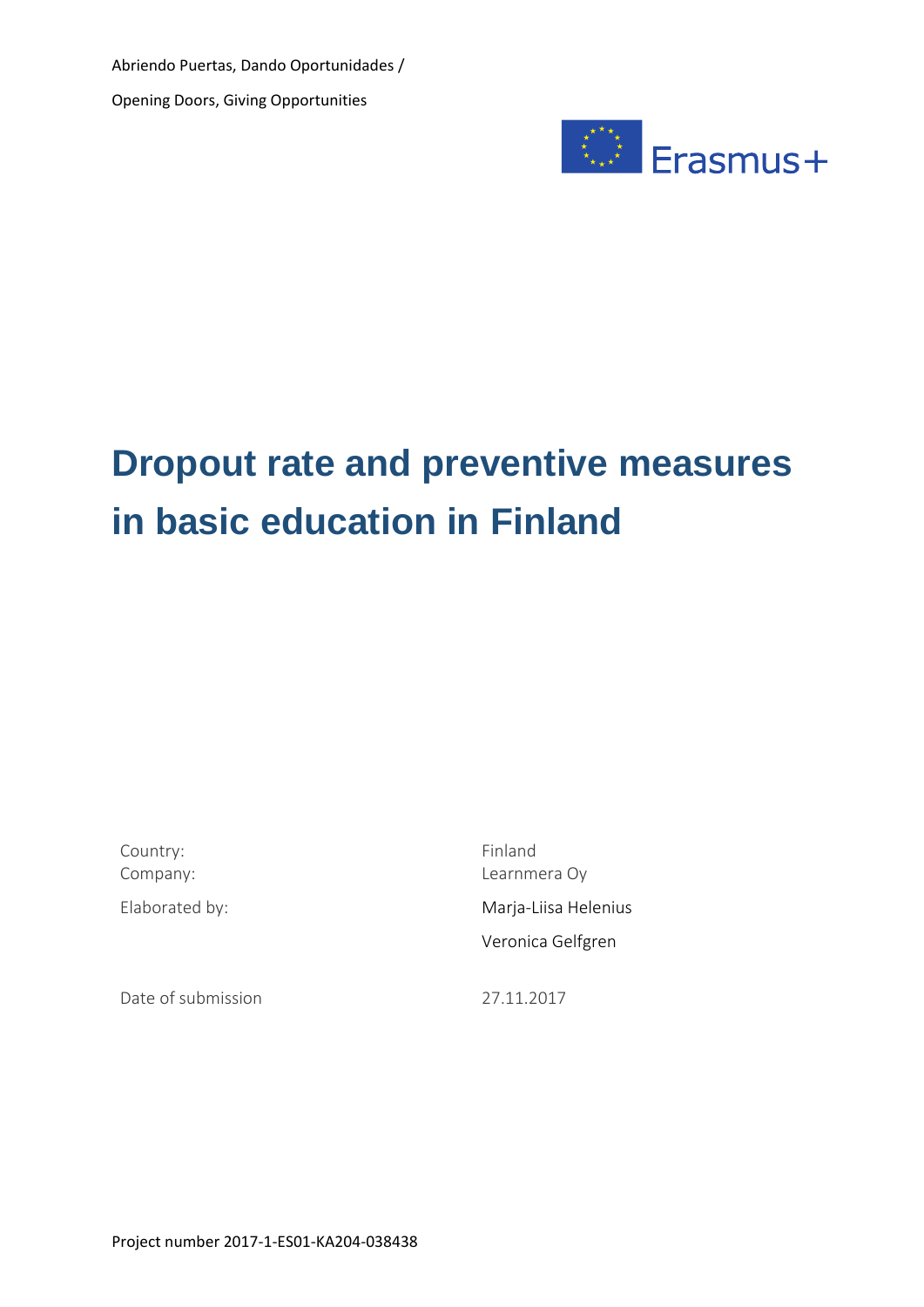Abriendo Puertas, Dando Oportunidades /

Opening Doors, Giving Opportunities

Erasmus+

# Dropout rate and preventive measures in basic education in Finland

| | |
|---|---|
| Country: | Finland |
| Company: | Learnmera Oy |
| Elaborated by: | Marja-Liisa Helenius |
| | Veronica Gelfgren |
| Date of submission | 27.11.2017 |

Project number 2017-1-ES01-KA204-038438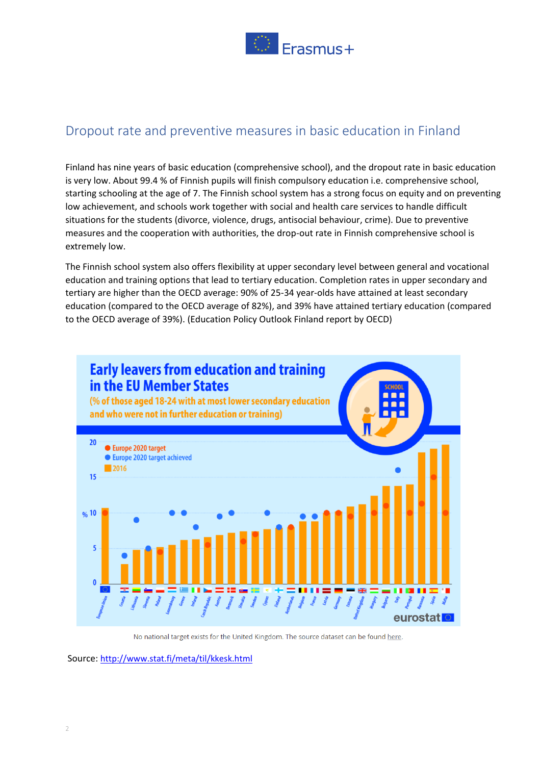## Dropout rate and preventive measures in basic education in Finland

Finland has nine years of basic education (comprehensive school), and the dropout rate in basic education is very low. About 99.4 % of Finnish pupils will finish compulsory education i.e. comprehensive school, starting schooling at the age of 7. The Finnish school system has a strong focus on equity and on preventing low achievement, and schools work together with social and health care services to handle difficult situations for the students (divorce, violence, drugs, antisocial behaviour, crime). Due to preventive measures and the cooperation with authorities, the drop-out rate in Finnish comprehensive school is extremely low.

The Finnish school system also offers flexibility at upper secondary level between general and vocational education and training options that lead to tertiary education. Completion rates in upper secondary and tertiary are higher than the OECD average: 90% of 25-34 year-olds have attained at least secondary education (compared to the OECD average of 82%), and 39% have attained tertiary education (compared to the OECD average of 39%). (Education Policy Outlook Finland report by OECD)

**Early leavers from education and training in the EU Member States**

(% of those aged 18-24 with at most lower secondary education and who were not in further education or training)

No national target exists for the United Kingdom. The source dataset can be found here.

Source: http://www.stat.fi/meta/til/kkesk.html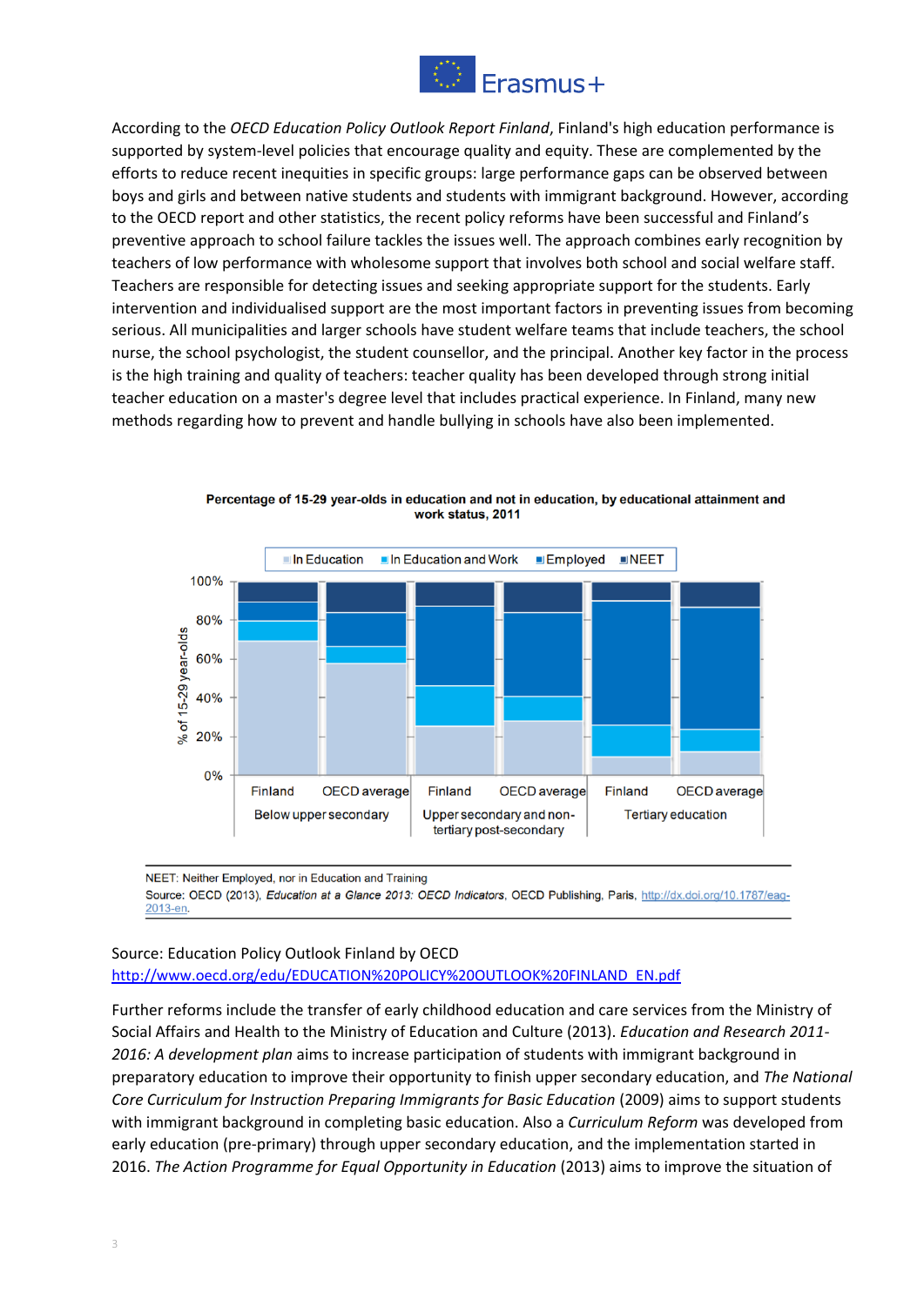According to the *OECD Education Policy Outlook Report Finland*, Finland's high education performance is supported by system-level policies that encourage quality and equity. These are complemented by the efforts to reduce recent inequities in specific groups: large performance gaps can be observed between boys and girls and between native students and students with immigrant background. However, according to the OECD report and other statistics, the recent policy reforms have been successful and Finland's preventive approach to school failure tackles the issues well. The approach combines early recognition by teachers of low performance with wholesome support that involves both school and social welfare staff. Teachers are responsible for detecting issues and seeking appropriate support for the students. Early intervention and individualised support are the most important factors in preventing issues from becoming serious. All municipalities and larger schools have student welfare teams that include teachers, the school nurse, the school psychologist, the student counsellor, and the principal. Another key factor in the process is the high training and quality of teachers: teacher quality has been developed through strong initial teacher education on a master's degree level that includes practical experience. In Finland, many new methods regarding how to prevent and handle bullying in schools have also been implemented.

**Percentage of 15-29 year-olds in education and not in education, by educational attainment and work status, 2011**

NEET: Neither Employed, nor in Education and Training

Source: OECD (2013), *Education at a Glance 2013: OECD Indicators*, OECD Publishing, Paris, http://dx.doi.org/10.1787/eag-2013-en.

Source: Education Policy Outlook Finland by OECD
http://www.oecd.org/edu/EDUCATION%20POLICY%20OUTLOOK%20FINLAND_EN.pdf

Further reforms include the transfer of early childhood education and care services from the Ministry of Social Affairs and Health to the Ministry of Education and Culture (2013). *Education and Research 2011-2016: A development plan* aims to increase participation of students with immigrant background in preparatory education to improve their opportunity to finish upper secondary education, and *The National Core Curriculum for Instruction Preparing Immigrants for Basic Education* (2009) aims to support students with immigrant background in completing basic education. Also a *Curriculum Reform* was developed from early education (pre-primary) through upper secondary education, and the implementation started in 2016. *The Action Programme for Equal Opportunity in Education* (2013) aims to improve the situation of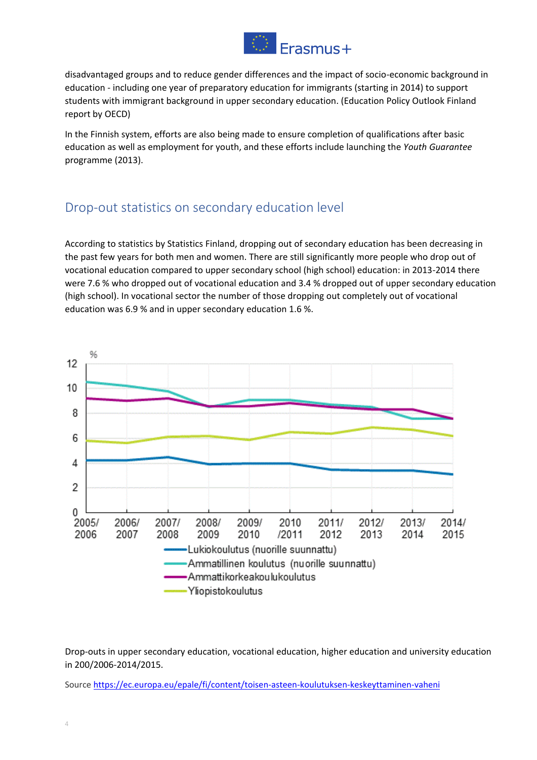disadvantaged groups and to reduce gender differences and the impact of socio-economic background in education - including one year of preparatory education for immigrants (starting in 2014) to support students with immigrant background in upper secondary education. (Education Policy Outlook Finland report by OECD)

In the Finnish system, efforts are also being made to ensure completion of qualifications after basic education as well as employment for youth, and these efforts include launching the *Youth Guarantee* programme (2013).

## Drop-out statistics on secondary education level

According to statistics by Statistics Finland, dropping out of secondary education has been decreasing in the past few years for both men and women. There are still significantly more people who drop out of vocational education compared to upper secondary school (high school) education: in 2013-2014 there were 7.6 % who dropped out of vocational education and 3.4 % dropped out of upper secondary education (high school). In vocational sector the number of those dropping out completely out of vocational education was 6.9 % and in upper secondary education 1.6 %.

Drop-outs in upper secondary education, vocational education, higher education and university education in 200/2006-2014/2015.

Source https://ec.europa.eu/epale/fi/content/toisen-asteen-koulutuksen-keskeyttaminen-vaheni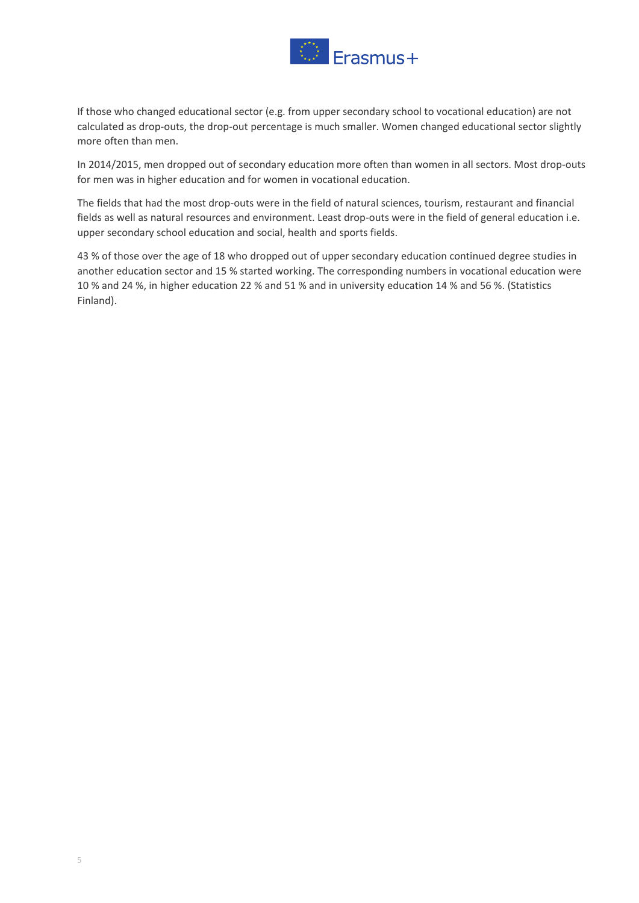If those who changed educational sector (e.g. from upper secondary school to vocational education) are not calculated as drop-outs, the drop-out percentage is much smaller. Women changed educational sector slightly more often than men.

In 2014/2015, men dropped out of secondary education more often than women in all sectors. Most drop-outs for men was in higher education and for women in vocational education.

The fields that had the most drop-outs were in the field of natural sciences, tourism, restaurant and financial fields as well as natural resources and environment. Least drop-outs were in the field of general education i.e. upper secondary school education and social, health and sports fields.

43 % of those over the age of 18 who dropped out of upper secondary education continued degree studies in another education sector and 15 % started working. The corresponding numbers in vocational education were 10 % and 24 %, in higher education 22 % and 51 % and in university education 14 % and 56 %. (Statistics Finland).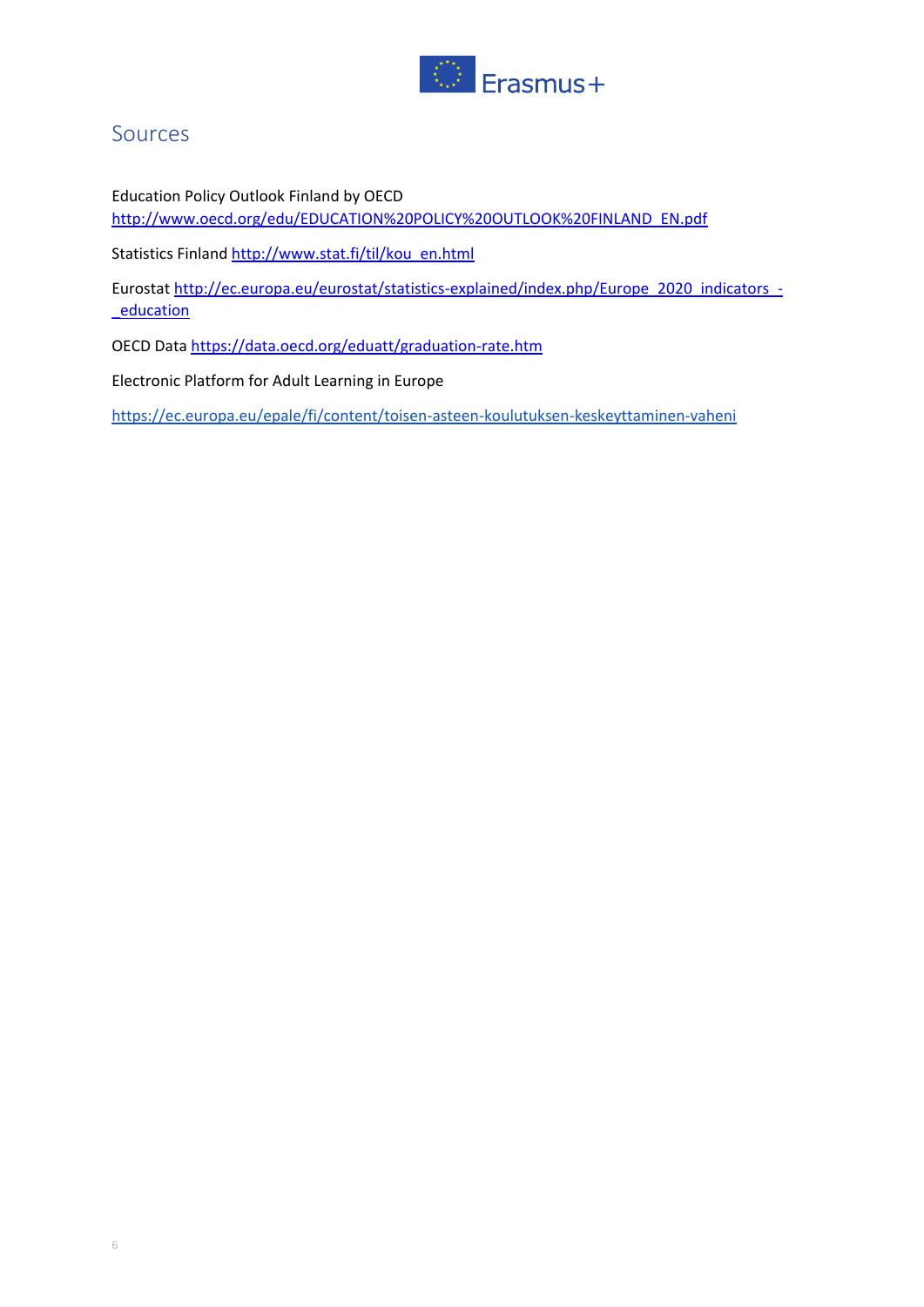## Sources

Education Policy Outlook Finland by OECD
http://www.oecd.org/edu/EDUCATION%20POLICY%20OUTLOOK%20FINLAND_EN.pdf

Statistics Finland http://www.stat.fi/til/kou_en.html

Eurostat http://ec.europa.eu/eurostat/statistics-explained/index.php/Europe_2020_indicators_-_education

OECD Data https://data.oecd.org/eduatt/graduation-rate.htm

Electronic Platform for Adult Learning in Europe

https://ec.europa.eu/epale/fi/content/toisen-asteen-koulutuksen-keskeyttaminen-vaheni